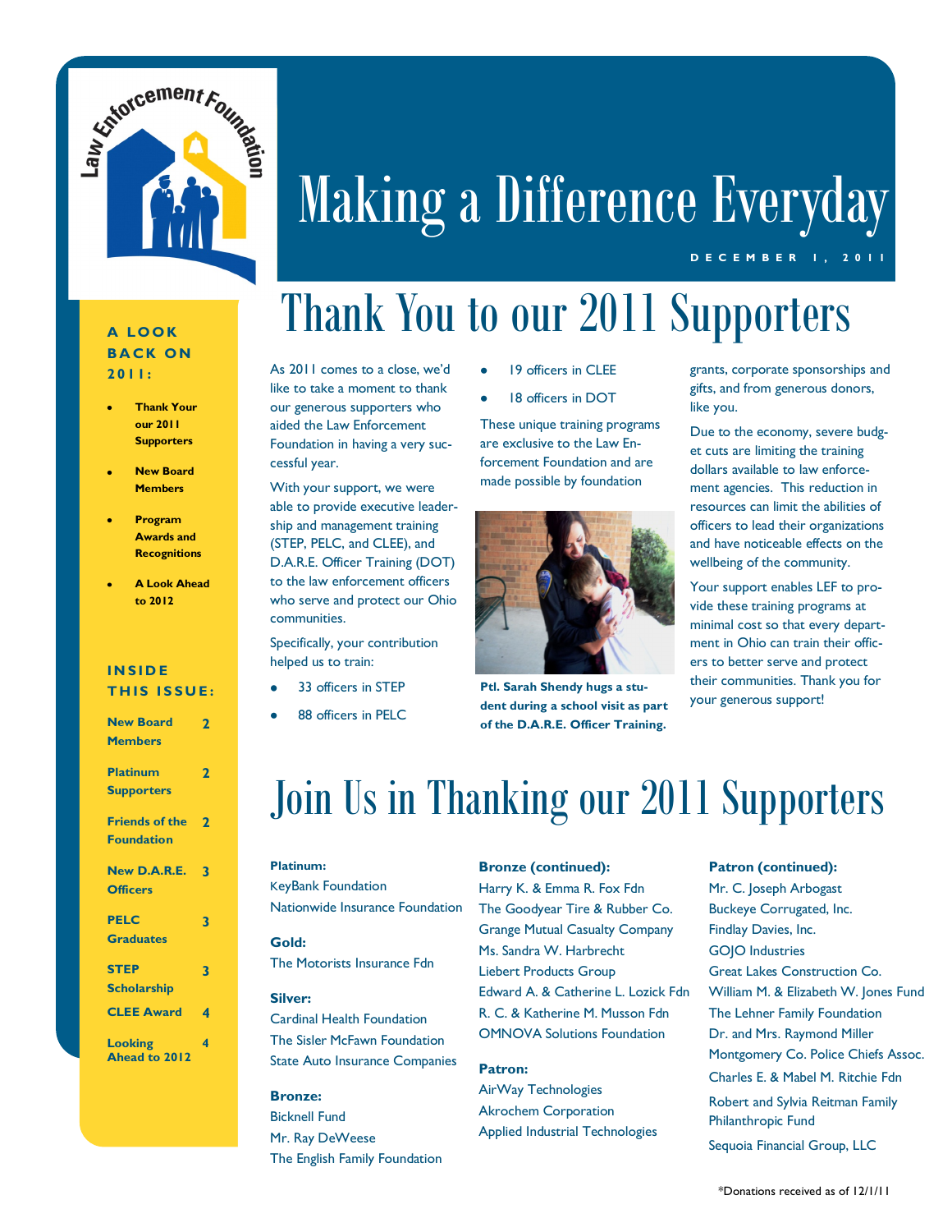# Making a Difference Everyday

DECEMBER 1, 2011

**A LOOK BACK ON 2011:**

- **Thank Your our 2011 Supporters**
- **New Board Members**
- **Program Awards and Recognitions**
- **A Look Ahead to 2012**

**INSIDE THIS ISSUE:**

| | |
|---|---|
| New Board Members | 2 |
| Platinum Supporters | 2 |
| Friends of the Foundation | 2 |
| New D.A.R.E. Officers | 3 |
| PELC Graduates | 3 |
| STEP Scholarship | 3 |
| CLEE Award | 4 |
| Looking Ahead to 2012 | 4 |

# Thank You to our 2011 Supporters

As 2011 comes to a close, we'd like to take a moment to thank our generous supporters who aided the Law Enforcement Foundation in having a very successful year.

With your support, we were able to provide executive leadership and management training (STEP, PELC, and CLEE), and D.A.R.E. Officer Training (DOT) to the law enforcement officers who serve and protect our Ohio communities.

Specifically, your contribution helped us to train:

- 33 officers in STEP
- 88 officers in PELC
- 19 officers in CLEE
- 18 officers in DOT

These unique training programs are exclusive to the Law Enforcement Foundation and are made possible by foundation grants, corporate sponsorships and gifts, and from generous donors, like you.

**Ptl. Sarah Shendy hugs a student during a school visit as part of the D.A.R.E. Officer Training.**

Due to the economy, severe budget cuts are limiting the training dollars available to law enforcement agencies. This reduction in resources can limit the abilities of officers to lead their organizations and have noticeable effects on the wellbeing of the community.

Your support enables LEF to provide these training programs at minimal cost so that every department in Ohio can train their officers to better serve and protect their communities. Thank you for your generous support!

# Join Us in Thanking our 2011 Supporters

**Platinum:**
KeyBank Foundation
Nationwide Insurance Foundation

**Gold:**
The Motorists Insurance Fdn

**Silver:**
Cardinal Health Foundation
The Sisler McFawn Foundation
State Auto Insurance Companies

**Bronze:**
Bicknell Fund
Mr. Ray DeWeese
The English Family Foundation

**Bronze (continued):**
Harry K. & Emma R. Fox Fdn
The Goodyear Tire & Rubber Co.
Grange Mutual Casualty Company
Ms. Sandra W. Harbrecht
Liebert Products Group
Edward A. & Catherine L. Lozick Fdn
R. C. & Katherine M. Musson Fdn
OMNOVA Solutions Foundation

**Patron:**
AirWay Technologies
Akrochem Corporation
Applied Industrial Technologies

**Patron (continued):**
Mr. C. Joseph Arbogast
Buckeye Corrugated, Inc.
Findlay Davies, Inc.
GOJO Industries
Great Lakes Construction Co.
William M. & Elizabeth W. Jones Fund
The Lehner Family Foundation
Dr. and Mrs. Raymond Miller
Montgomery Co. Police Chiefs Assoc.
Charles E. & Mabel M. Ritchie Fdn
Robert and Sylvia Reitman Family Philanthropic Fund
Sequoia Financial Group, LLC

*Donations received as of 12/1/11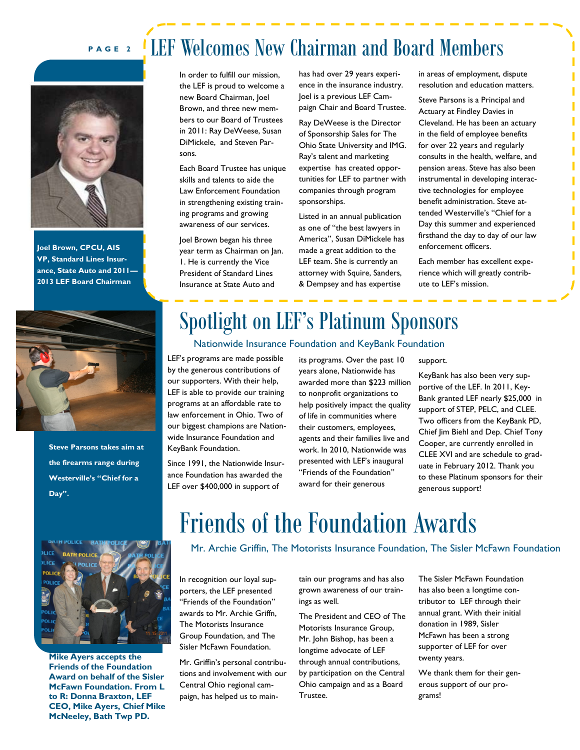# LEF Welcomes New Chairman and Board Members

Joel Brown, CPCU, AIS VP, Standard Lines Insurance, State Auto and 2011—2013 LEF Board Chairman

In order to fulfill our mission, the LEF is proud to welcome a new Board Chairman, Joel Brown, and three new members to our Board of Trustees in 2011: Ray DeWeese, Susan DiMickele, and Steven Parsons.

Each Board Trustee has unique skills and talents to aide the Law Enforcement Foundation in strengthening existing training programs and growing awareness of our services.

Joel Brown began his three year term as Chairman on Jan. 1. He is currently the Vice President of Standard Lines Insurance at State Auto and has had over 29 years experience in the insurance industry. Joel is a previous LEF Campaign Chair and Board Trustee.

Ray DeWeese is the Director of Sponsorship Sales for The Ohio State University and IMG. Ray's talent and marketing expertise has created opportunities for LEF to partner with companies through program sponsorships.

Listed in an annual publication as one of "the best lawyers in America", Susan DiMickele has made a great addition to the LEF team. She is currently an attorney with Squire, Sanders, & Dempsey and has expertise in areas of employment, dispute resolution and education matters.

Steve Parsons is a Principal and Actuary at Findley Davies in Cleveland. He has been an actuary in the field of employee benefits for over 22 years and regularly consults in the health, welfare, and pension areas. Steve has also been instrumental in developing interactive technologies for employee benefit administration. Steve attended Westerville's "Chief for a Day this summer and experienced firsthand the day to day of our law enforcement officers.

Each member has excellent experience which will greatly contribute to LEF's mission.

Steve Parsons takes aim at the firearms range during Westerville's "Chief for a Day".

# Spotlight on LEF's Platinum Sponsors

## Nationwide Insurance Foundation and KeyBank Foundation

LEF's programs are made possible by the generous contributions of our supporters. With their help, LEF is able to provide our training programs at an affordable rate to law enforcement in Ohio. Two of our biggest champions are Nationwide Insurance Foundation and KeyBank Foundation.

Since 1991, the Nationwide Insurance Foundation has awarded the LEF over $400,000 in support of its programs. Over the past 10 years alone, Nationwide has awarded more than $223 million to nonprofit organizations to help positively impact the quality of life in communities where their customers, employees, agents and their families live and work. In 2010, Nationwide was presented with LEF's inaugural "Friends of the Foundation" award for their generous support.

KeyBank has also been very supportive of the LEF. In 2011, KeyBank granted LEF nearly $25,000 in support of STEP, PELC, and CLEE. Two officers from the KeyBank PD, Chief Jim Biehl and Dep. Chief Tony Cooper, are currently enrolled in CLEE XVI and are schedule to graduate in February 2012. Thank you to these Platinum sponsors for their generous support!

# Friends of the Foundation Awards

## Mr. Archie Griffin, The Motorists Insurance Foundation, The Sisler McFawn Foundation

In recognition our loyal supporters, the LEF presented "Friends of the Foundation" awards to Mr. Archie Griffin, The Motorists Insurance Group Foundation, and The Sisler McFawn Foundation.

Mr. Griffin's personal contributions and involvement with our Central Ohio regional campaign, has helped us to maintain our programs and has also grown awareness of our trainings as well.

The President and CEO of The Motorists Insurance Group, Mr. John Bishop, has been a longtime advocate of LEF through annual contributions, by participation on the Central Ohio campaign and as a Board Trustee.

The Sisler McFawn Foundation has also been a longtime contributor to LEF through their annual grant. With their initial donation in 1989, Sisler McFawn has been a strong supporter of LEF for over twenty years.

We thank them for their generous support of our programs!

**Mike Ayers accepts the Friends of the Foundation Award on behalf of the Sisler McFawn Foundation. From L to R: Donna Braxton, LEF CEO, Mike Ayers, Chief Mike McNeeley, Bath Twp PD.**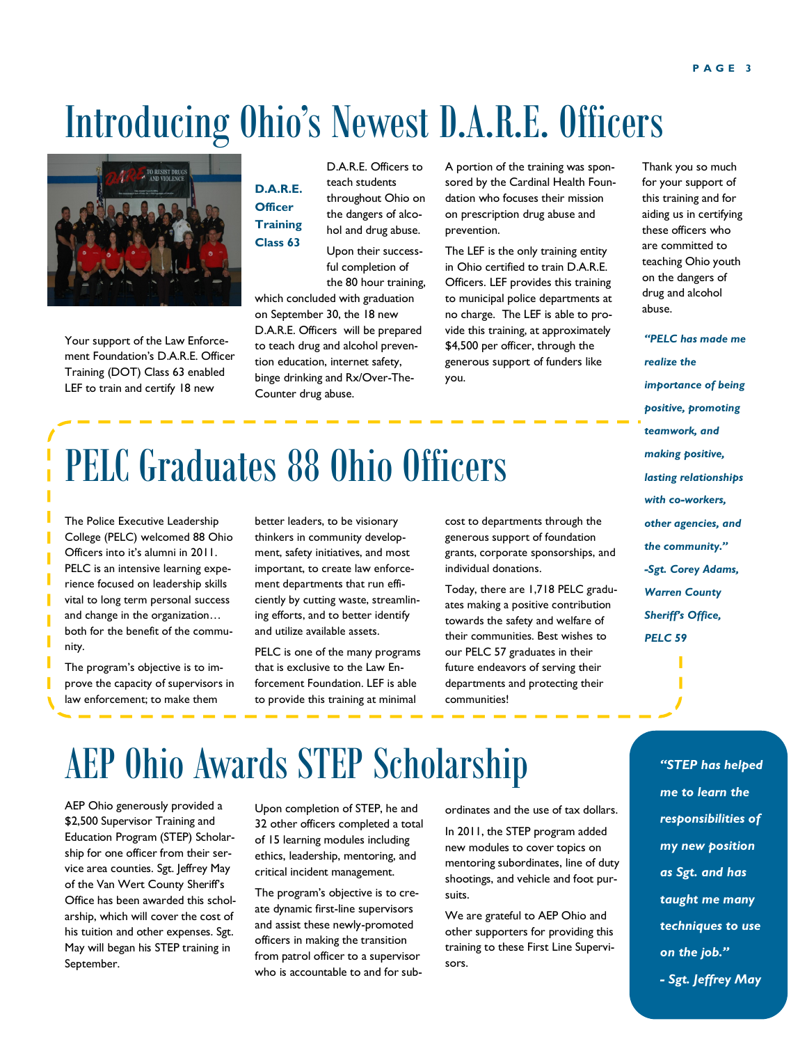# Introducing Ohio's Newest D.A.R.E. Officers

Your support of the Law Enforcement Foundation's D.A.R.E. Officer Training (DOT) Class 63 enabled LEF to train and certify 18 new D.A.R.E. Officers to teach students throughout Ohio on the dangers of alcohol and drug abuse.

**D.A.R.E. Officer Training Class 63**

Upon their successful completion of the 80 hour training, which concluded with graduation on September 30, the 18 new D.A.R.E. Officers will be prepared to teach drug and alcohol prevention education, internet safety, binge drinking and Rx/Over-The-Counter drug abuse.

A portion of the training was sponsored by the Cardinal Health Foundation who focuses their mission on prescription drug abuse and prevention.

The LEF is the only training entity in Ohio certified to train D.A.R.E. Officers. LEF provides this training to municipal police departments at no charge. The LEF is able to provide this training, at approximately $4,500 per officer, through the generous support of funders like you.

Thank you so much for your support of this training and for aiding us in certifying these officers who are committed to teaching Ohio youth on the dangers of drug and alcohol abuse.

# PELC Graduates 88 Ohio Officers

The Police Executive Leadership College (PELC) welcomed 88 Ohio Officers into it's alumni in 2011. PELC is an intensive learning experience focused on leadership skills vital to long term personal success and change in the organization… both for the benefit of the community.

The program's objective is to improve the capacity of supervisors in law enforcement; to make them better leaders, to be visionary thinkers in community development, safety initiatives, and most important, to create law enforcement departments that run efficiently by cutting waste, streamlining efforts, and to better identify and utilize available assets.

PELC is one of the many programs that is exclusive to the Law Enforcement Foundation. LEF is able to provide this training at minimal cost to departments through the generous support of foundation grants, corporate sponsorships, and individual donations.

Today, there are 1,718 PELC graduates making a positive contribution towards the safety and welfare of their communities. Best wishes to our PELC 57 graduates in their future endeavors of serving their departments and protecting their communities!

***"PELC has made me realize the importance of being positive, promoting teamwork, and making positive, lasting relationships with co-workers, other agencies, and the community."***
***-Sgt. Corey Adams, Warren County Sheriff's Office, PELC 59***

# AEP Ohio Awards STEP Scholarship

AEP Ohio generously provided a $2,500 Supervisor Training and Education Program (STEP) Scholarship for one officer from their service area counties. Sgt. Jeffrey May of the Van Wert County Sheriff's Office has been awarded this scholarship, which will cover the cost of his tuition and other expenses. Sgt. May will began his STEP training in September.

Upon completion of STEP, he and 32 other officers completed a total of 15 learning modules including ethics, leadership, mentoring, and critical incident management.

The program's objective is to create dynamic first-line supervisors and assist these newly-promoted officers in making the transition from patrol officer to a supervisor who is accountable to and for subordinates and the use of tax dollars.

In 2011, the STEP program added new modules to cover topics on mentoring subordinates, line of duty shootings, and vehicle and foot pursuits.

We are grateful to AEP Ohio and other supporters for providing this training to these First Line Supervisors.

***"STEP has helped me to learn the responsibilities of my new position as Sgt. and has taught me many techniques to use on the job."***
***- Sgt. Jeffrey May***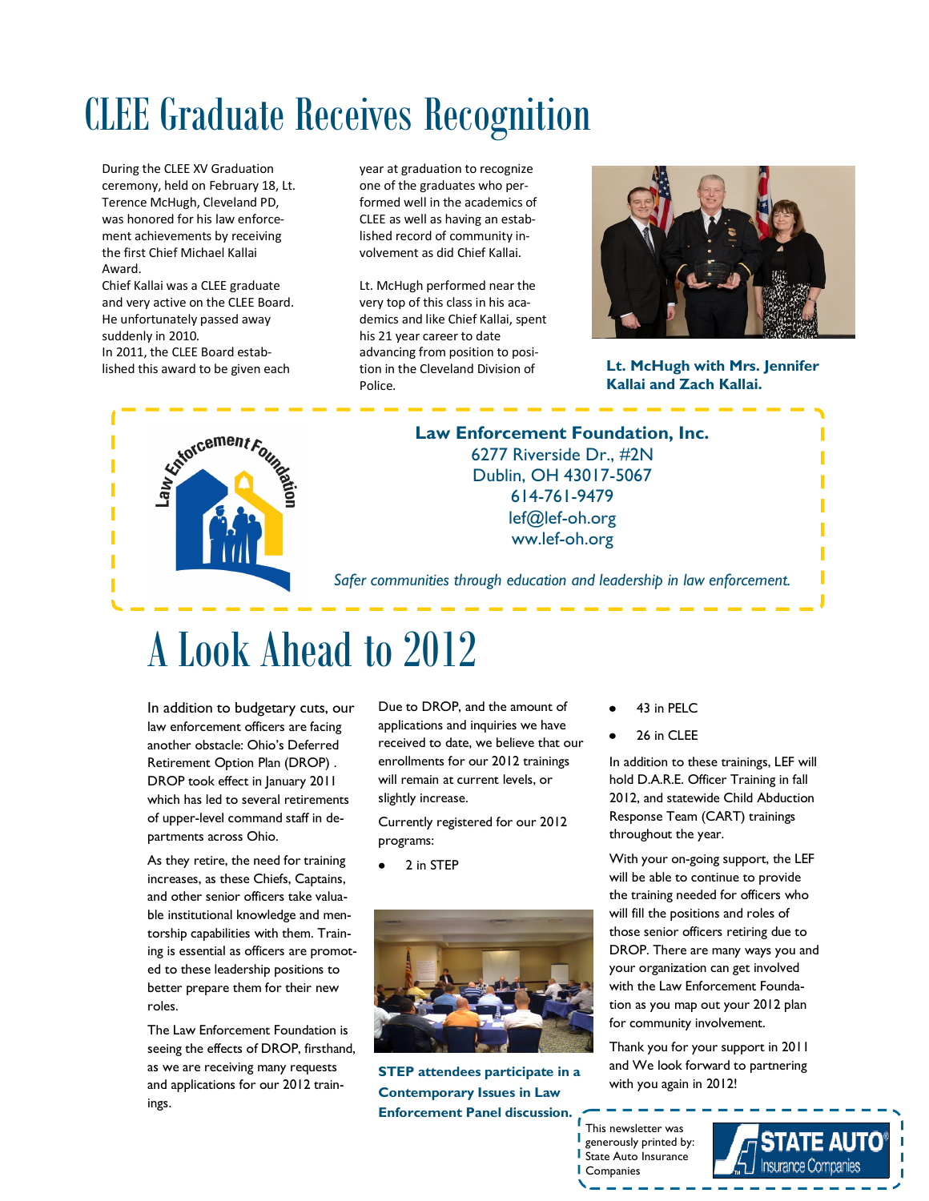# CLEE Graduate Receives Recognition

During the CLEE XV Graduation ceremony, held on February 18, Lt. Terence McHugh, Cleveland PD, was honored for his law enforcement achievements by receiving the first Chief Michael Kallai Award.

Chief Kallai was a CLEE graduate and very active on the CLEE Board. He unfortunately passed away suddenly in 2010.

In 2011, the CLEE Board established this award to be given each year at graduation to recognize one of the graduates who performed well in the academics of CLEE as well as having an established record of community involvement as did Chief Kallai.

Lt. McHugh performed near the very top of this class in his academics and like Chief Kallai, spent his 21 year career to date advancing from position to position in the Cleveland Division of Police.

**Lt. McHugh with Mrs. Jennifer Kallai and Zach Kallai.**

**Law Enforcement Foundation, Inc.**
6277 Riverside Dr., #2N
Dublin, OH 43017-5067
614-761-9479
lef@lef-oh.org
www.lef-oh.org

*Safer communities through education and leadership in law enforcement.*

# A Look Ahead to 2012

In addition to budgetary cuts, our law enforcement officers are facing another obstacle: Ohio's Deferred Retirement Option Plan (DROP) . DROP took effect in January 2011 which has led to several retirements of upper-level command staff in departments across Ohio.

As they retire, the need for training increases, as these Chiefs, Captains, and other senior officers take valuable institutional knowledge and mentorship capabilities with them. Training is essential as officers are promoted to these leadership positions to better prepare them for their new roles.

The Law Enforcement Foundation is seeing the effects of DROP, firsthand, as we are receiving many requests and applications for our 2012 trainings.

Due to DROP, and the amount of applications and inquiries we have received to date, we believe that our enrollments for our 2012 trainings will remain at current levels, or slightly increase.

Currently registered for our 2012 programs:

- 2 in STEP
- 43 in PELC
- 26 in CLEE

**STEP attendees participate in a Contemporary Issues in Law Enforcement Panel discussion.**

In addition to these trainings, LEF will hold D.A.R.E. Officer Training in fall 2012, and statewide Child Abduction Response Team (CART) trainings throughout the year.

With your on-going support, the LEF will be able to continue to provide the training needed for officers who will fill the positions and roles of those senior officers retiring due to DROP. There are many ways you and your organization can get involved with the Law Enforcement Foundation as you map out your 2012 plan for community involvement.

Thank you for your support in 2011 and We look forward to partnering with you again in 2012!

This newsletter was generously printed by: State Auto Insurance Companies